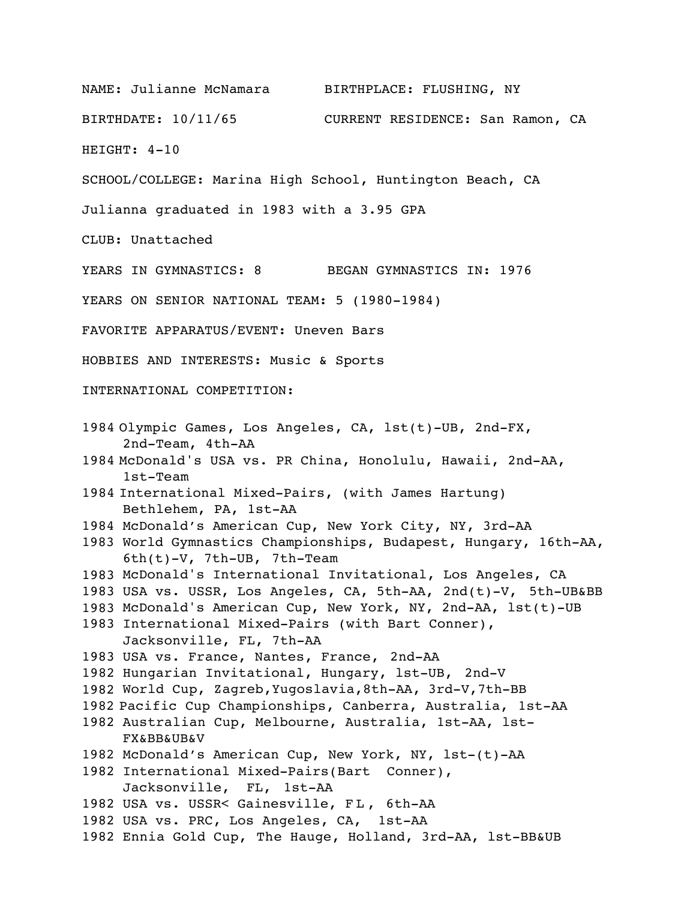NAME: Julianne McNamara BIRTHPLACE: FLUSHING, NY

BIRTHDATE: 10/11/65 CURRENT RESIDENCE: San Ramon, CA

HEIGHT: 4-10

SCHOOL/COLLEGE: Marina High School, Huntington Beach, CA

Julianna graduated in 1983 with a 3.95 GPA

CLUB: Unattached

YEARS IN GYMNASTICS: 8 BEGAN GYMNASTICS IN: 1976

YEARS ON SENIOR NATIONAL TEAM: 5 (1980-1984)

FAVORITE APPARATUS/EVENT: Uneven Bars

HOBBIES AND INTERESTS: Music & Sports

INTERNATIONAL COMPETITION:

1984 Olympic Games, Los Angeles, CA, 1st(t)-UB, 2nd-FX, 2nd-Team, 4th-AA
1984 McDonald's USA vs. PR China, Honolulu, Hawaii, 2nd-AA, 1st-Team
1984 International Mixed-Pairs, (with James Hartung) Bethlehem, PA, 1st-AA
1984 McDonald's American Cup, New York City, NY, 3rd-AA
1983 World Gymnastics Championships, Budapest, Hungary, 16th-AA, 6th(t)-V, 7th-UB, 7th-Team
1983 McDonald's International Invitational, Los Angeles, CA
1983 USA vs. USSR, Los Angeles, CA, 5th-AA, 2nd(t)-V, 5th-UB&BB
1983 McDonald's American Cup, New York, NY, 2nd-AA, 1st(t)-UB
1983 International Mixed-Pairs (with Bart Conner), Jacksonville, FL, 7th-AA
1983 USA vs. France, Nantes, France, 2nd-AA
1982 Hungarian Invitational, Hungary, 1st-UB, 2nd-V
1982 World Cup, Zagreb,Yugoslavia,8th-AA, 3rd-V,7th-BB
1982 Pacific Cup Championships, Canberra, Australia, 1st-AA
1982 Australian Cup, Melbourne, Australia, 1st-AA, 1st-FX&BB&UB&V
1982 McDonald's American Cup, New York, NY, 1st-(t)-AA
1982 International Mixed-Pairs(Bart Conner), Jacksonville, FL, 1st-AA
1982 USA vs. USSR< Gainesville, FL, 6th-AA
1982 USA vs. PRC, Los Angeles, CA, 1st-AA
1982 Ennia Gold Cup, The Hauge, Holland, 3rd-AA, 1st-BB&UB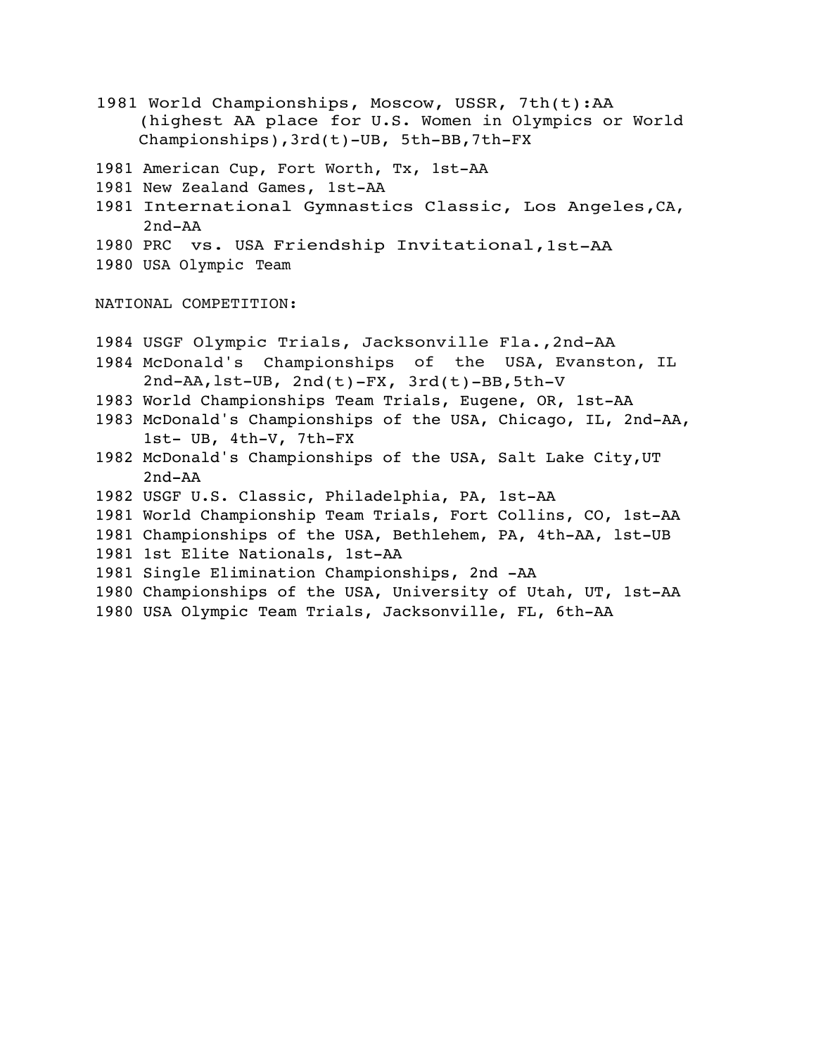1981 World Championships, Moscow, USSR, 7th(t):AA (highest AA place for U.S. Women in Olympics or World Championships),3rd(t)-UB, 5th-BB,7th-FX

1981 American Cup, Fort Worth, Tx, 1st-AA
1981 New Zealand Games, 1st-AA
1981 International Gymnastics Classic, Los Angeles,CA, 2nd-AA
1980 PRC vs. USA Friendship Invitational,1st-AA
1980 USA Olympic Team

NATIONAL COMPETITION:

1984 USGF Olympic Trials, Jacksonville Fla.,2nd-AA
1984 McDonald's Championships of the USA, Evanston, IL 2nd-AA,1st-UB, 2nd(t)-FX, 3rd(t)-BB,5th-V
1983 World Championships Team Trials, Eugene, OR, 1st-AA
1983 McDonald's Championships of the USA, Chicago, IL, 2nd-AA, 1st- UB, 4th-V, 7th-FX
1982 McDonald's Championships of the USA, Salt Lake City,UT 2nd-AA
1982 USGF U.S. Classic, Philadelphia, PA, 1st-AA
1981 World Championship Team Trials, Fort Collins, CO, 1st-AA
1981 Championships of the USA, Bethlehem, PA, 4th-AA, 1st-UB
1981 1st Elite Nationals, 1st-AA
1981 Single Elimination Championships, 2nd -AA
1980 Championships of the USA, University of Utah, UT, 1st-AA
1980 USA Olympic Team Trials, Jacksonville, FL, 6th-AA